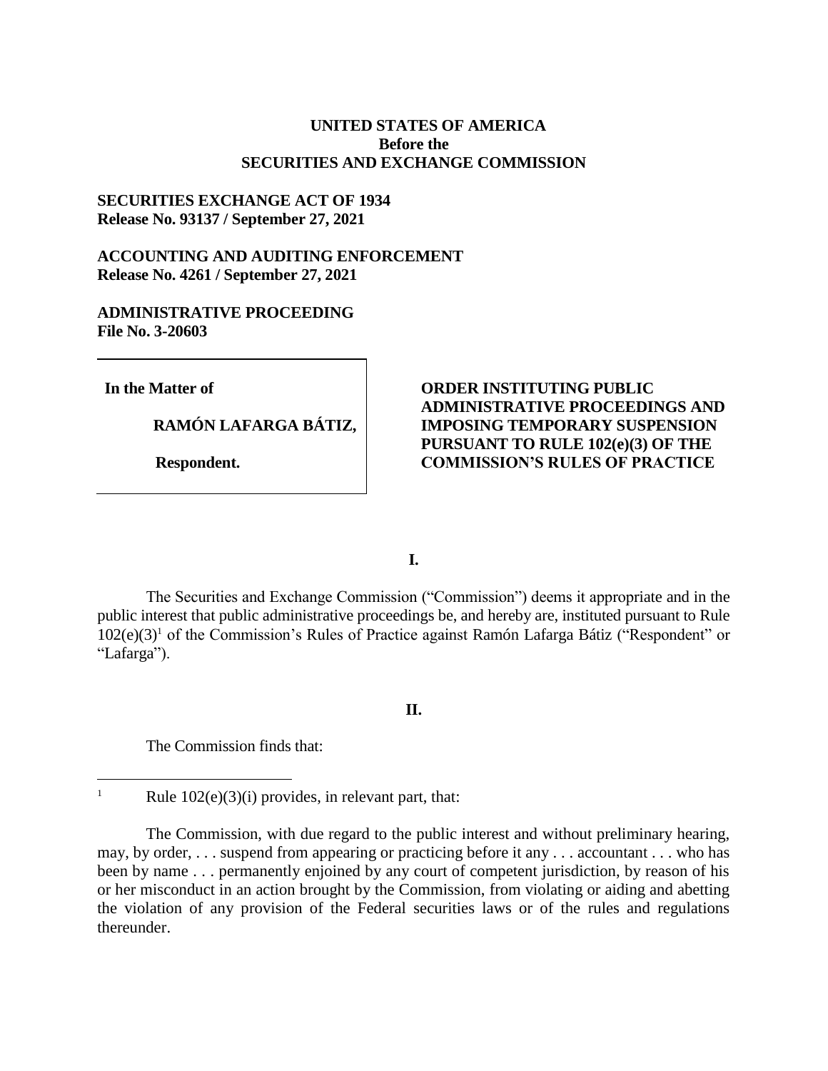**UNITED STATES OF AMERICA**
**Before the**
**SECURITIES AND EXCHANGE COMMISSION**

**SECURITIES EXCHANGE ACT OF 1934**
**Release No. 93137 / September 27, 2021**

**ACCOUNTING AND AUDITING ENFORCEMENT**
**Release No. 4261 / September 27, 2021**

**ADMINISTRATIVE PROCEEDING**
**File No. 3-20603**

| | |
|---|---|
| **In the Matter of**<br><br>**RAMÓN LAFARGA BÁTIZ,**<br><br>**Respondent.** | **ORDER INSTITUTING PUBLIC ADMINISTRATIVE PROCEEDINGS AND IMPOSING TEMPORARY SUSPENSION PURSUANT TO RULE 102(e)(3) OF THE COMMISSION'S RULES OF PRACTICE** |

**I.**

The Securities and Exchange Commission ("Commission") deems it appropriate and in the public interest that public administrative proceedings be, and hereby are, instituted pursuant to Rule 102(e)(3)[1] of the Commission's Rules of Practice against Ramón Lafarga Bátiz ("Respondent" or "Lafarga").

**II.**

The Commission finds that:

---

[1] Rule 102(e)(3)(i) provides, in relevant part, that:

The Commission, with due regard to the public interest and without preliminary hearing, may, by order, . . . suspend from appearing or practicing before it any . . . accountant . . . who has been by name . . . permanently enjoined by any court of competent jurisdiction, by reason of his or her misconduct in an action brought by the Commission, from violating or aiding and abetting the violation of any provision of the Federal securities laws or of the rules and regulations thereunder.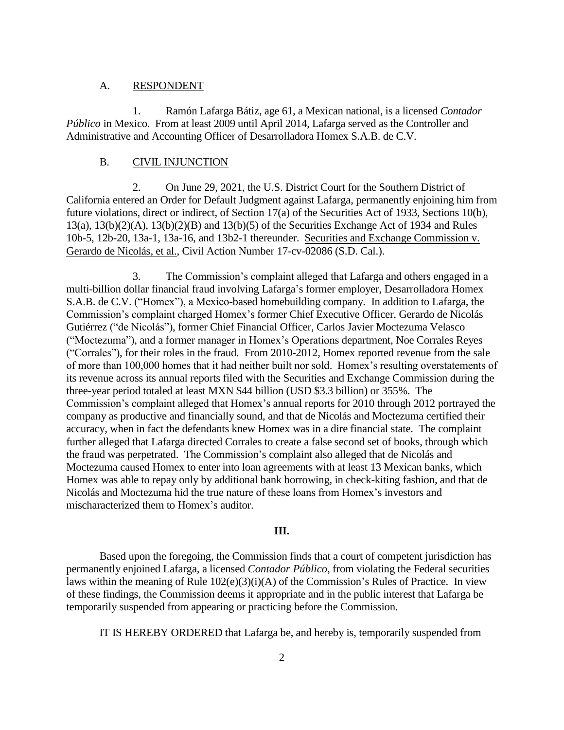### A. RESPONDENT

1. Ramón Lafarga Bátiz, age 61, a Mexican national, is a licensed *Contador Público* in Mexico. From at least 2009 until April 2014, Lafarga served as the Controller and Administrative and Accounting Officer of Desarrolladora Homex S.A.B. de C.V.

### B. CIVIL INJUNCTION

2. On June 29, 2021, the U.S. District Court for the Southern District of California entered an Order for Default Judgment against Lafarga, permanently enjoining him from future violations, direct or indirect, of Section 17(a) of the Securities Act of 1933, Sections 10(b), 13(a), 13(b)(2)(A), 13(b)(2)(B) and 13(b)(5) of the Securities Exchange Act of 1934 and Rules 10b-5, 12b-20, 13a-1, 13a-16, and 13b2-1 thereunder. Securities and Exchange Commission v. Gerardo de Nicolás, et al., Civil Action Number 17-cv-02086 (S.D. Cal.).

3. The Commission's complaint alleged that Lafarga and others engaged in a multi-billion dollar financial fraud involving Lafarga's former employer, Desarrolladora Homex S.A.B. de C.V. ("Homex"), a Mexico-based homebuilding company. In addition to Lafarga, the Commission's complaint charged Homex's former Chief Executive Officer, Gerardo de Nicolás Gutiérrez ("de Nicolás"), former Chief Financial Officer, Carlos Javier Moctezuma Velasco ("Moctezuma"), and a former manager in Homex's Operations department, Noe Corrales Reyes ("Corrales"), for their roles in the fraud. From 2010-2012, Homex reported revenue from the sale of more than 100,000 homes that it had neither built nor sold. Homex's resulting overstatements of its revenue across its annual reports filed with the Securities and Exchange Commission during the three-year period totaled at least MXN $44 billion (USD $3.3 billion) or 355%. The Commission's complaint alleged that Homex's annual reports for 2010 through 2012 portrayed the company as productive and financially sound, and that de Nicolás and Moctezuma certified their accuracy, when in fact the defendants knew Homex was in a dire financial state. The complaint further alleged that Lafarga directed Corrales to create a false second set of books, through which the fraud was perpetrated. The Commission's complaint also alleged that de Nicolás and Moctezuma caused Homex to enter into loan agreements with at least 13 Mexican banks, which Homex was able to repay only by additional bank borrowing, in check-kiting fashion, and that de Nicolás and Moctezuma hid the true nature of these loans from Homex's investors and mischaracterized them to Homex's auditor.

## III.

Based upon the foregoing, the Commission finds that a court of competent jurisdiction has permanently enjoined Lafarga, a licensed *Contador Público*, from violating the Federal securities laws within the meaning of Rule 102(e)(3)(i)(A) of the Commission's Rules of Practice. In view of these findings, the Commission deems it appropriate and in the public interest that Lafarga be temporarily suspended from appearing or practicing before the Commission.

IT IS HEREBY ORDERED that Lafarga be, and hereby is, temporarily suspended from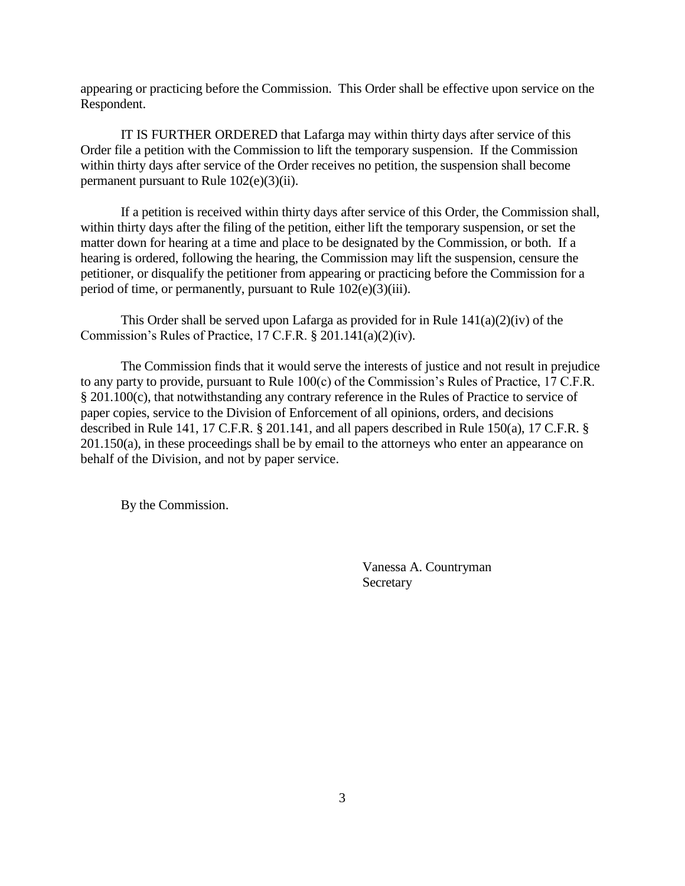appearing or practicing before the Commission. This Order shall be effective upon service on the Respondent.

IT IS FURTHER ORDERED that Lafarga may within thirty days after service of this Order file a petition with the Commission to lift the temporary suspension. If the Commission within thirty days after service of the Order receives no petition, the suspension shall become permanent pursuant to Rule 102(e)(3)(ii).

If a petition is received within thirty days after service of this Order, the Commission shall, within thirty days after the filing of the petition, either lift the temporary suspension, or set the matter down for hearing at a time and place to be designated by the Commission, or both. If a hearing is ordered, following the hearing, the Commission may lift the suspension, censure the petitioner, or disqualify the petitioner from appearing or practicing before the Commission for a period of time, or permanently, pursuant to Rule 102(e)(3)(iii).

This Order shall be served upon Lafarga as provided for in Rule 141(a)(2)(iv) of the Commission's Rules of Practice, 17 C.F.R. § 201.141(a)(2)(iv).

The Commission finds that it would serve the interests of justice and not result in prejudice to any party to provide, pursuant to Rule 100(c) of the Commission's Rules of Practice, 17 C.F.R. § 201.100(c), that notwithstanding any contrary reference in the Rules of Practice to service of paper copies, service to the Division of Enforcement of all opinions, orders, and decisions described in Rule 141, 17 C.F.R. § 201.141, and all papers described in Rule 150(a), 17 C.F.R. § 201.150(a), in these proceedings shall be by email to the attorneys who enter an appearance on behalf of the Division, and not by paper service.

By the Commission.

Vanessa A. Countryman
Secretary